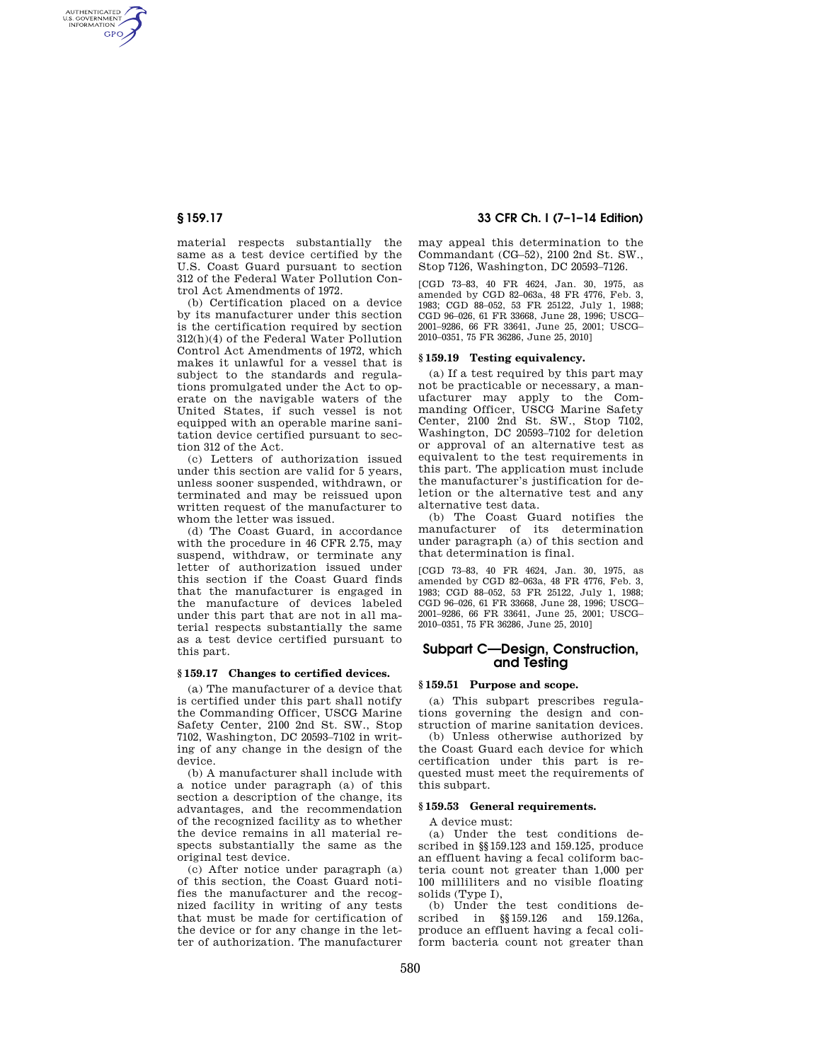material respects substantially the same as a test device certified by the U.S. Coast Guard pursuant to section 312 of the Federal Water Pollution Control Act Amendments of 1972.

(b) Certification placed on a device by its manufacturer under this section is the certification required by section 312(h)(4) of the Federal Water Pollution Control Act Amendments of 1972, which makes it unlawful for a vessel that is subject to the standards and regulations promulgated under the Act to operate on the navigable waters of the United States, if such vessel is not equipped with an operable marine sanitation device certified pursuant to section 312 of the Act.

(c) Letters of authorization issued under this section are valid for 5 years, unless sooner suspended, withdrawn, or terminated and may be reissued upon written request of the manufacturer to whom the letter was issued.

(d) The Coast Guard, in accordance with the procedure in 46 CFR 2.75, may suspend, withdraw, or terminate any letter of authorization issued under this section if the Coast Guard finds that the manufacturer is engaged in the manufacture of devices labeled under this part that are not in all material respects substantially the same as a test device certified pursuant to this part.

### § 159.17 Changes to certified devices.

(a) The manufacturer of a device that is certified under this part shall notify the Commanding Officer, USCG Marine Safety Center, 2100 2nd St. SW., Stop 7102, Washington, DC 20593–7102 in writing of any change in the design of the device.

(b) A manufacturer shall include with a notice under paragraph (a) of this section a description of the change, its advantages, and the recommendation of the recognized facility as to whether the device remains in all material respects substantially the same as the original test device.

(c) After notice under paragraph (a) of this section, the Coast Guard notifies the manufacturer and the recognized facility in writing of any tests that must be made for certification of the device or for any change in the letter of authorization. The manufacturer may appeal this determination to the Commandant (CG–52), 2100 2nd St. SW., Stop 7126, Washington, DC 20593–7126.

[CGD 73–83, 40 FR 4624, Jan. 30, 1975, as amended by CGD 82–063a, 48 FR 4776, Feb. 3, 1983; CGD 88–052, 53 FR 25122, July 1, 1988; CGD 96–026, 61 FR 33668, June 28, 1996; USCG–2001–9286, 66 FR 33641, June 25, 2001; USCG–2010–0351, 75 FR 36286, June 25, 2010]

### § 159.19 Testing equivalency.

(a) If a test required by this part may not be practicable or necessary, a manufacturer may apply to the Commanding Officer, USCG Marine Safety Center, 2100 2nd St. SW., Stop 7102, Washington, DC 20593–7102 for deletion or approval of an alternative test as equivalent to the test requirements in this part. The application must include the manufacturer's justification for deletion or the alternative test and any alternative test data.

(b) The Coast Guard notifies the manufacturer of its determination under paragraph (a) of this section and that determination is final.

[CGD 73–83, 40 FR 4624, Jan. 30, 1975, as amended by CGD 82–063a, 48 FR 4776, Feb. 3, 1983; CGD 88–052, 53 FR 25122, July 1, 1988; CGD 96–026, 61 FR 33668, June 28, 1996; USCG–2001–9286, 66 FR 33641, June 25, 2001; USCG–2010–0351, 75 FR 36286, June 25, 2010]

## Subpart C—Design, Construction, and Testing

### § 159.51 Purpose and scope.

(a) This subpart prescribes regulations governing the design and construction of marine sanitation devices.

(b) Unless otherwise authorized by the Coast Guard each device for which certification under this part is requested must meet the requirements of this subpart.

### § 159.53 General requirements.

A device must:

(a) Under the test conditions described in §§ 159.123 and 159.125, produce an effluent having a fecal coliform bacteria count not greater than 1,000 per 100 milliliters and no visible floating solids (Type I),

(b) Under the test conditions described in §§ 159.126 and 159.126a, produce an effluent having a fecal coliform bacteria count not greater than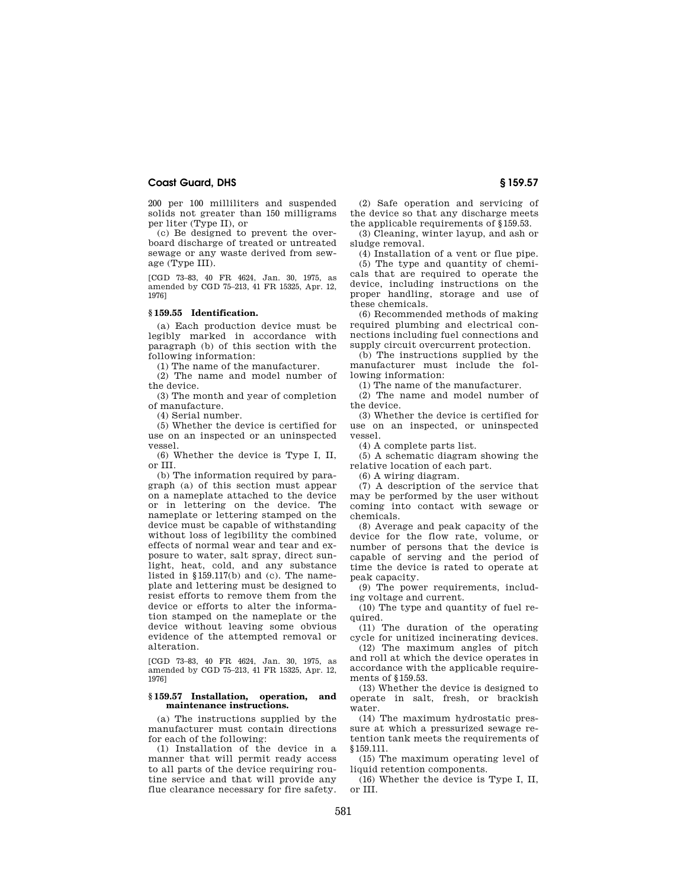200 per 100 milliliters and suspended solids not greater than 150 milligrams per liter (Type II), or

(c) Be designed to prevent the overboard discharge of treated or untreated sewage or any waste derived from sewage (Type III).

[CGD 73–83, 40 FR 4624, Jan. 30, 1975, as amended by CGD 75–213, 41 FR 15325, Apr. 12, 1976]

### § 159.55 Identification.

(a) Each production device must be legibly marked in accordance with paragraph (b) of this section with the following information:

(1) The name of the manufacturer.

(2) The name and model number of the device.

(3) The month and year of completion of manufacture.

(4) Serial number.

(5) Whether the device is certified for use on an inspected or an uninspected vessel.

(6) Whether the device is Type I, II, or III.

(b) The information required by paragraph (a) of this section must appear on a nameplate attached to the device or in lettering on the device. The nameplate or lettering stamped on the device must be capable of withstanding without loss of legibility the combined effects of normal wear and tear and exposure to water, salt spray, direct sunlight, heat, cold, and any substance listed in §159.117(b) and (c). The nameplate and lettering must be designed to resist efforts to remove them from the device or efforts to alter the information stamped on the nameplate or the device without leaving some obvious evidence of the attempted removal or alteration.

[CGD 73–83, 40 FR 4624, Jan. 30, 1975, as amended by CGD 75–213, 41 FR 15325, Apr. 12, 1976]

### § 159.57 Installation, operation, and maintenance instructions.

(a) The instructions supplied by the manufacturer must contain directions for each of the following:

(1) Installation of the device in a manner that will permit ready access to all parts of the device requiring routine service and that will provide any flue clearance necessary for fire safety.

(2) Safe operation and servicing of the device so that any discharge meets the applicable requirements of §159.53.

(3) Cleaning, winter layup, and ash or sludge removal.

(4) Installation of a vent or flue pipe.

(5) The type and quantity of chemicals that are required to operate the device, including instructions on the proper handling, storage and use of these chemicals.

(6) Recommended methods of making required plumbing and electrical connections including fuel connections and supply circuit overcurrent protection.

(b) The instructions supplied by the manufacturer must include the following information:

(1) The name of the manufacturer.

(2) The name and model number of the device.

(3) Whether the device is certified for use on an inspected, or uninspected vessel.

(4) A complete parts list.

(5) A schematic diagram showing the relative location of each part.

(6) A wiring diagram.

(7) A description of the service that may be performed by the user without coming into contact with sewage or chemicals.

(8) Average and peak capacity of the device for the flow rate, volume, or number of persons that the device is capable of serving and the period of time the device is rated to operate at peak capacity.

(9) The power requirements, including voltage and current.

(10) The type and quantity of fuel required.

(11) The duration of the operating cycle for unitized incinerating devices.

(12) The maximum angles of pitch and roll at which the device operates in accordance with the applicable requirements of §159.53.

(13) Whether the device is designed to operate in salt, fresh, or brackish water.

(14) The maximum hydrostatic pressure at which a pressurized sewage retention tank meets the requirements of §159.111.

(15) The maximum operating level of liquid retention components.

(16) Whether the device is Type I, II, or III.